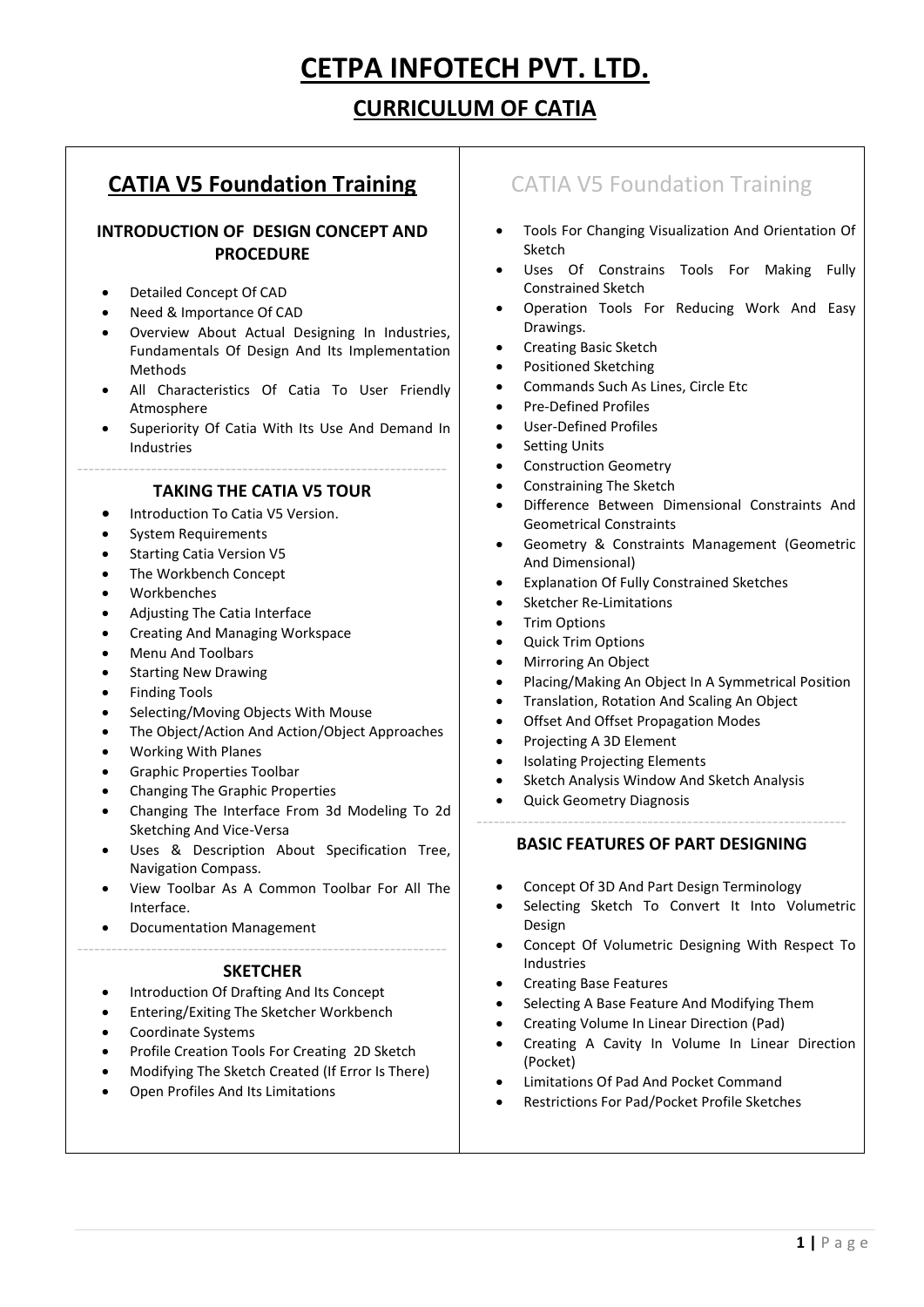# CETPA INFOTECH PVT. LTD.

## CURRICULUM OF CATIA

## CATIA V5 Foundation Training

### INTRODUCTION OF DESIGN CONCEPT AND PROCEDURE

- Detailed Concept Of CAD
- Need & Importance Of CAD
- Overview About Actual Designing In Industries, Fundamentals Of Design And Its Implementation Methods
- All Characteristics Of Catia To User Friendly Atmosphere
- Superiority Of Catia With Its Use And Demand In Industries

### TAKING THE CATIA V5 TOUR

- Introduction To Catia V5 Version.
- System Requirements
- Starting Catia Version V5
- The Workbench Concept
- Workbenches
- Adjusting The Catia Interface
- Creating And Managing Workspace
- Menu And Toolbars
- Starting New Drawing
- Finding Tools
- Selecting/Moving Objects With Mouse
- The Object/Action And Action/Object Approaches
- Working With Planes
- Graphic Properties Toolbar
- Changing The Graphic Properties
- Changing The Interface From 3d Modeling To 2d Sketching And Vice-Versa
- Uses & Description About Specification Tree, Navigation Compass.
- View Toolbar As A Common Toolbar For All The Interface.
- Documentation Management

### SKETCHER

- Introduction Of Drafting And Its Concept
- Entering/Exiting The Sketcher Workbench
- Coordinate Systems
- Profile Creation Tools For Creating 2D Sketch
- Modifying The Sketch Created (If Error Is There)
- Open Profiles And Its Limitations

## CATIA V5 Foundation Training

- Tools For Changing Visualization And Orientation Of Sketch
- Uses Of Constrains Tools For Making Fully Constrained Sketch
- Operation Tools For Reducing Work And Easy Drawings.
- Creating Basic Sketch
- Positioned Sketching
- Commands Such As Lines, Circle Etc
- Pre-Defined Profiles
- User-Defined Profiles
- Setting Units
- Construction Geometry
- Constraining The Sketch
- Difference Between Dimensional Constraints And Geometrical Constraints
- Geometry & Constraints Management (Geometric And Dimensional)
- Explanation Of Fully Constrained Sketches
- Sketcher Re-Limitations
- Trim Options
- Quick Trim Options
- Mirroring An Object
- Placing/Making An Object In A Symmetrical Position
- Translation, Rotation And Scaling An Object
- Offset And Offset Propagation Modes
- Projecting A 3D Element
- Isolating Projecting Elements
- Sketch Analysis Window And Sketch Analysis
- Quick Geometry Diagnosis

### BASIC FEATURES OF PART DESIGNING

- Concept Of 3D And Part Design Terminology
- Selecting Sketch To Convert It Into Volumetric Design
- Concept Of Volumetric Designing With Respect To Industries
- Creating Base Features
- Selecting A Base Feature And Modifying Them
- Creating Volume In Linear Direction (Pad)
- Creating A Cavity In Volume In Linear Direction (Pocket)
- Limitations Of Pad And Pocket Command
- Restrictions For Pad/Pocket Profile Sketches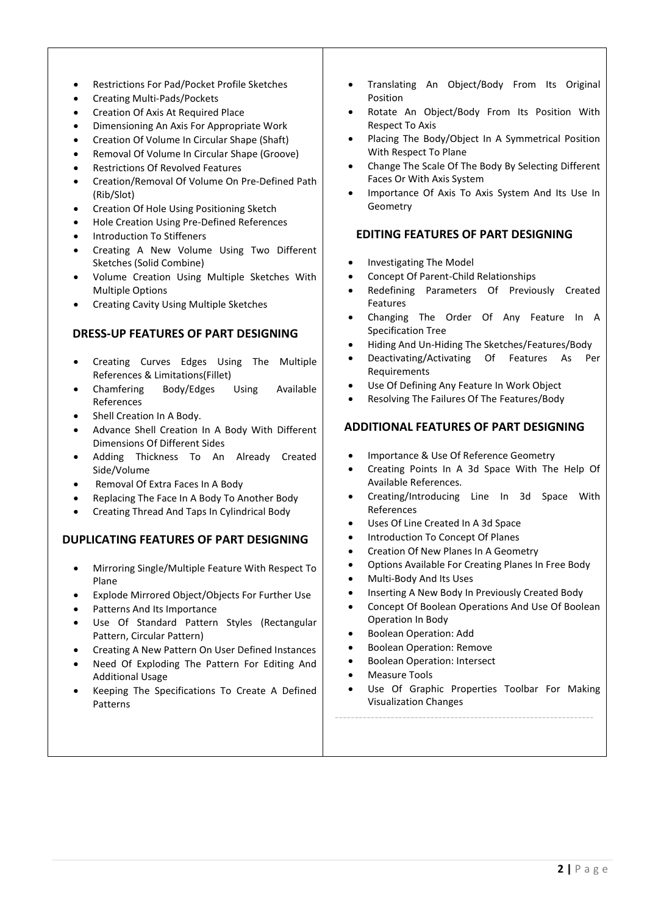- Restrictions For Pad/Pocket Profile Sketches
- Creating Multi-Pads/Pockets
- Creation Of Axis At Required Place
- Dimensioning An Axis For Appropriate Work
- Creation Of Volume In Circular Shape (Shaft)
- Removal Of Volume In Circular Shape (Groove)
- Restrictions Of Revolved Features
- Creation/Removal Of Volume On Pre-Defined Path (Rib/Slot)
- Creation Of Hole Using Positioning Sketch
- Hole Creation Using Pre-Defined References
- Introduction To Stiffeners
- Creating A New Volume Using Two Different Sketches (Solid Combine)
- Volume Creation Using Multiple Sketches With Multiple Options
- Creating Cavity Using Multiple Sketches

## DRESS-UP FEATURES OF PART DESIGNING

- Creating Curves Edges Using The Multiple References & Limitations(Fillet)
- Chamfering Body/Edges Using Available References
- Shell Creation In A Body.
- Advance Shell Creation In A Body With Different Dimensions Of Different Sides
- Adding Thickness To An Already Created Side/Volume
- Removal Of Extra Faces In A Body
- Replacing The Face In A Body To Another Body
- Creating Thread And Taps In Cylindrical Body

## DUPLICATING FEATURES OF PART DESIGNING

- Mirroring Single/Multiple Feature With Respect To Plane
- Explode Mirrored Object/Objects For Further Use
- Patterns And Its Importance
- Use Of Standard Pattern Styles (Rectangular Pattern, Circular Pattern)
- Creating A New Pattern On User Defined Instances
- Need Of Exploding The Pattern For Editing And Additional Usage
- Keeping The Specifications To Create A Defined Patterns

- Translating An Object/Body From Its Original Position
- Rotate An Object/Body From Its Position With Respect To Axis
- Placing The Body/Object In A Symmetrical Position With Respect To Plane
- Change The Scale Of The Body By Selecting Different Faces Or With Axis System
- Importance Of Axis To Axis System And Its Use In Geometry

## EDITING FEATURES OF PART DESIGNING

- Investigating The Model
- Concept Of Parent-Child Relationships
- Redefining Parameters Of Previously Created Features
- Changing The Order Of Any Feature In A Specification Tree
- Hiding And Un-Hiding The Sketches/Features/Body
- Deactivating/Activating Of Features As Per Requirements
- Use Of Defining Any Feature In Work Object
- Resolving The Failures Of The Features/Body

## ADDITIONAL FEATURES OF PART DESIGNING

- Importance & Use Of Reference Geometry
- Creating Points In A 3d Space With The Help Of Available References.
- Creating/Introducing Line In 3d Space With References
- Uses Of Line Created In A 3d Space
- Introduction To Concept Of Planes
- Creation Of New Planes In A Geometry
- Options Available For Creating Planes In Free Body
- Multi-Body And Its Uses
- Inserting A New Body In Previously Created Body
- Concept Of Boolean Operations And Use Of Boolean Operation In Body
- Boolean Operation: Add
- Boolean Operation: Remove
- Boolean Operation: Intersect
- Measure Tools
- Use Of Graphic Properties Toolbar For Making Visualization Changes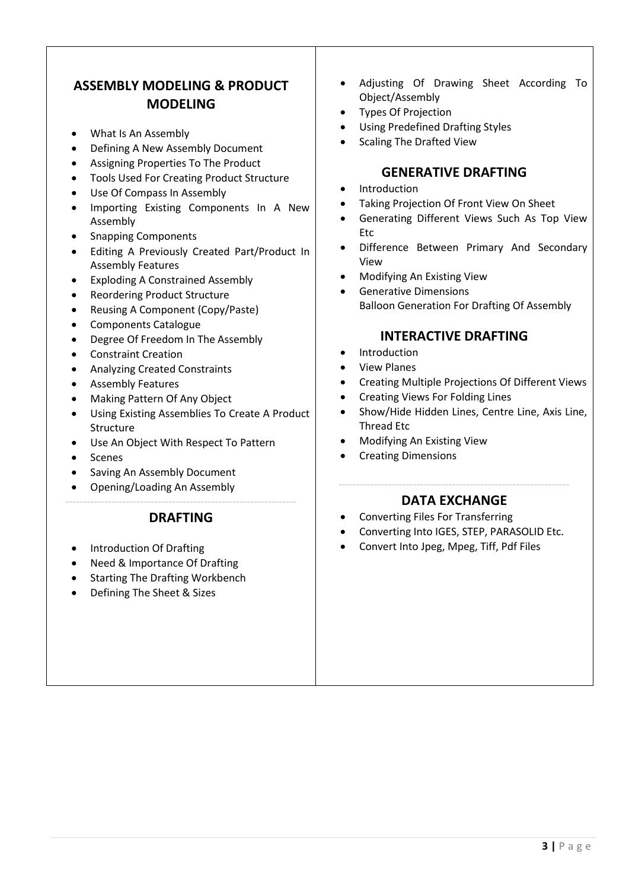## ASSEMBLY MODELING & PRODUCT MODELING

- What Is An Assembly
- Defining A New Assembly Document
- Assigning Properties To The Product
- Tools Used For Creating Product Structure
- Use Of Compass In Assembly
- Importing Existing Components In A New Assembly
- Snapping Components
- Editing A Previously Created Part/Product In Assembly Features
- Exploding A Constrained Assembly
- Reordering Product Structure
- Reusing A Component (Copy/Paste)
- Components Catalogue
- Degree Of Freedom In The Assembly
- Constraint Creation
- Analyzing Created Constraints
- Assembly Features
- Making Pattern Of Any Object
- Using Existing Assemblies To Create A Product Structure
- Use An Object With Respect To Pattern
- Scenes
- Saving An Assembly Document
- Opening/Loading An Assembly

## DRAFTING

- Introduction Of Drafting
- Need & Importance Of Drafting
- Starting The Drafting Workbench
- Defining The Sheet & Sizes
- Adjusting Of Drawing Sheet According To Object/Assembly
- Types Of Projection
- Using Predefined Drafting Styles
- Scaling The Drafted View

## GENERATIVE DRAFTING

- Introduction
- Taking Projection Of Front View On Sheet
- Generating Different Views Such As Top View Etc
- Difference Between Primary And Secondary View
- Modifying An Existing View
- Generative Dimensions
  Balloon Generation For Drafting Of Assembly

## INTERACTIVE DRAFTING

- Introduction
- View Planes
- Creating Multiple Projections Of Different Views
- Creating Views For Folding Lines
- Show/Hide Hidden Lines, Centre Line, Axis Line, Thread Etc
- Modifying An Existing View
- Creating Dimensions

## DATA EXCHANGE

- Converting Files For Transferring
- Converting Into IGES, STEP, PARASOLID Etc.
- Convert Into Jpeg, Mpeg, Tiff, Pdf Files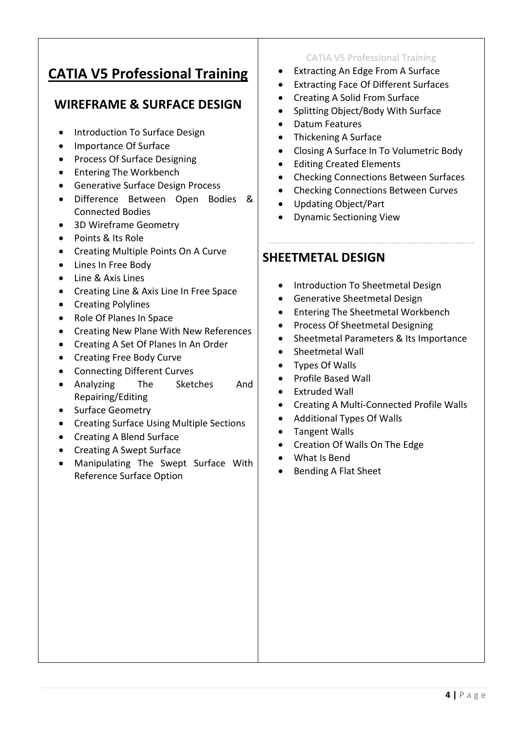# CATIA V5 Professional Training

## WIREFRAME & SURFACE DESIGN

- Introduction To Surface Design
- Importance Of Surface
- Process Of Surface Designing
- Entering The Workbench
- Generative Surface Design Process
- Difference Between Open Bodies & Connected Bodies
- 3D Wireframe Geometry
- Points & Its Role
- Creating Multiple Points On A Curve
- Lines In Free Body
- Line & Axis Lines
- Creating Line & Axis Line In Free Space
- Creating Polylines
- Role Of Planes In Space
- Creating New Plane With New References
- Creating A Set Of Planes In An Order
- Creating Free Body Curve
- Connecting Different Curves
- Analyzing The Sketches And Repairing/Editing
- Surface Geometry
- Creating Surface Using Multiple Sections
- Creating A Blend Surface
- Creating A Swept Surface
- Manipulating The Swept Surface With Reference Surface Option
- Extracting An Edge From A Surface
- Extracting Face Of Different Surfaces
- Creating A Solid From Surface
- Splitting Object/Body With Surface
- Datum Features
- Thickening A Surface
- Closing A Surface In To Volumetric Body
- Editing Created Elements
- Checking Connections Between Surfaces
- Checking Connections Between Curves
- Updating Object/Part
- Dynamic Sectioning View

## SHEETMETAL DESIGN

- Introduction To Sheetmetal Design
- Generative Sheetmetal Design
- Entering The Sheetmetal Workbench
- Process Of Sheetmetal Designing
- Sheetmetal Parameters & Its Importance
- Sheetmetal Wall
- Types Of Walls
- Profile Based Wall
- Extruded Wall
- Creating A Multi-Connected Profile Walls
- Additional Types Of Walls
- Tangent Walls
- Creation Of Walls On The Edge
- What Is Bend
- Bending A Flat Sheet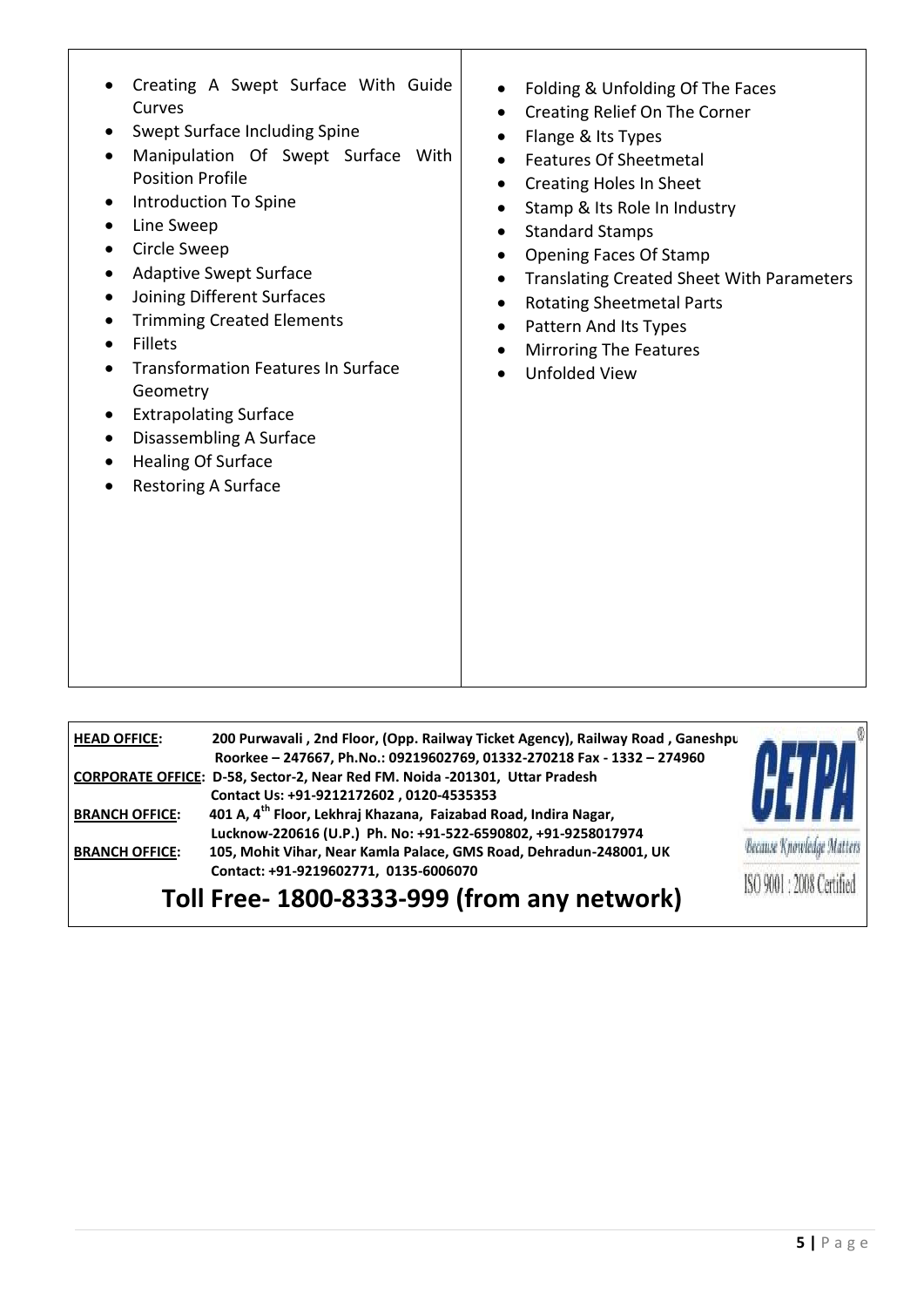- Creating A Swept Surface With Guide Curves
- Swept Surface Including Spine
- Manipulation Of Swept Surface With Position Profile
- Introduction To Spine
- Line Sweep
- Circle Sweep
- Adaptive Swept Surface
- Joining Different Surfaces
- Trimming Created Elements
- Fillets
- Transformation Features In Surface Geometry
- Extrapolating Surface
- Disassembling A Surface
- Healing Of Surface
- Restoring A Surface

- Folding & Unfolding Of The Faces
- Creating Relief On The Corner
- Flange & Its Types
- Features Of Sheetmetal
- Creating Holes In Sheet
- Stamp & Its Role In Industry
- Standard Stamps
- Opening Faces Of Stamp
- Translating Created Sheet With Parameters
- Rotating Sheetmetal Parts
- Pattern And Its Types
- Mirroring The Features
- Unfolded View

**HEAD OFFICE:** **200 Purwavali , 2nd Floor, (Opp. Railway Ticket Agency), Railway Road , Ganeshpu Roorkee – 247667, Ph.No.: 09219602769, 01332-270218 Fax - 1332 – 274960**

**CORPORATE OFFICE:** **D-58, Sector-2, Near Red FM. Noida -201301, Uttar Pradesh Contact Us: +91-9212172602 , 0120-4535353**

**BRANCH OFFICE:** **401 A, 4th Floor, Lekhraj Khazana, Faizabad Road, Indira Nagar, Lucknow-220616 (U.P.) Ph. No: +91-522-6590802, +91-9258017974**

**BRANCH OFFICE:** **105, Mohit Vihar, Near Kamla Palace, GMS Road, Dehradun-248001, UK Contact: +91-9219602771, 0135-6006070**

CETPA® Because Knowledge Matters ISO 9001 : 2008 Certified

**Toll Free- 1800-8333-999 (from any network)**